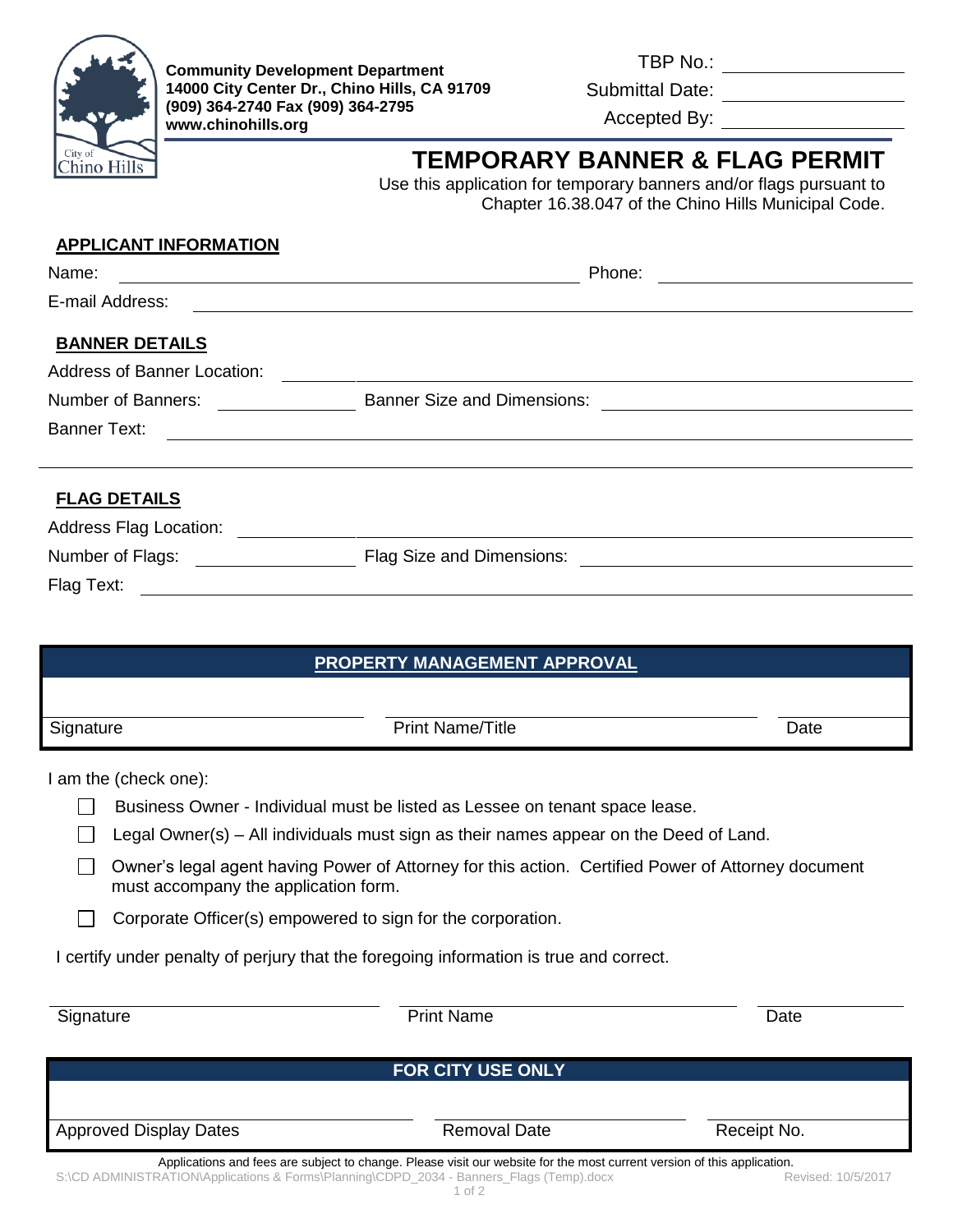**Community Development Department**
**14000 City Center Dr., Chino Hills, CA 91709**
**(909) 364-2740 Fax (909) 364-2795**
**www.chinohills.org**

TBP No.: ____________________

Submittal Date: ____________________

Accepted By: ____________________

# TEMPORARY BANNER & FLAG PERMIT

Use this application for temporary banners and/or flags pursuant to Chapter 16.38.047 of the Chino Hills Municipal Code.

## APPLICANT INFORMATION

Name: ______________________________ Phone: ____________________

E-mail Address: ______________________________

## BANNER DETAILS

Address of Banner Location: ______________________________

Number of Banners: __________ Banner Size and Dimensions: ____________________

Banner Text: ______________________________

## FLAG DETAILS

Address Flag Location: ______________________________

Number of Flags: __________ Flag Size and Dimensions: ____________________

Flag Text: ______________________________

## PROPERTY MANAGEMENT APPROVAL

| Signature | Print Name/Title | Date |
|---|---|---|
| | | |

I am the (check one):

- ☐ Business Owner - Individual must be listed as Lessee on tenant space lease.
- ☐ Legal Owner(s) – All individuals must sign as their names appear on the Deed of Land.
- ☐ Owner's legal agent having Power of Attorney for this action. Certified Power of Attorney document must accompany the application form.
- ☐ Corporate Officer(s) empowered to sign for the corporation.

I certify under penalty of perjury that the foregoing information is true and correct.

| Signature | Print Name | Date |
|---|---|---|
| | | |

## FOR CITY USE ONLY

| Approved Display Dates | Removal Date | Receipt No. |
|---|---|---|
| | | |

Applications and fees are subject to change. Please visit our website for the most current version of this application.

S:\CD ADMINISTRATION\Applications & Forms\Planning\CDPD_2034 - Banners_Flags (Temp).docx Revised: 10/5/2017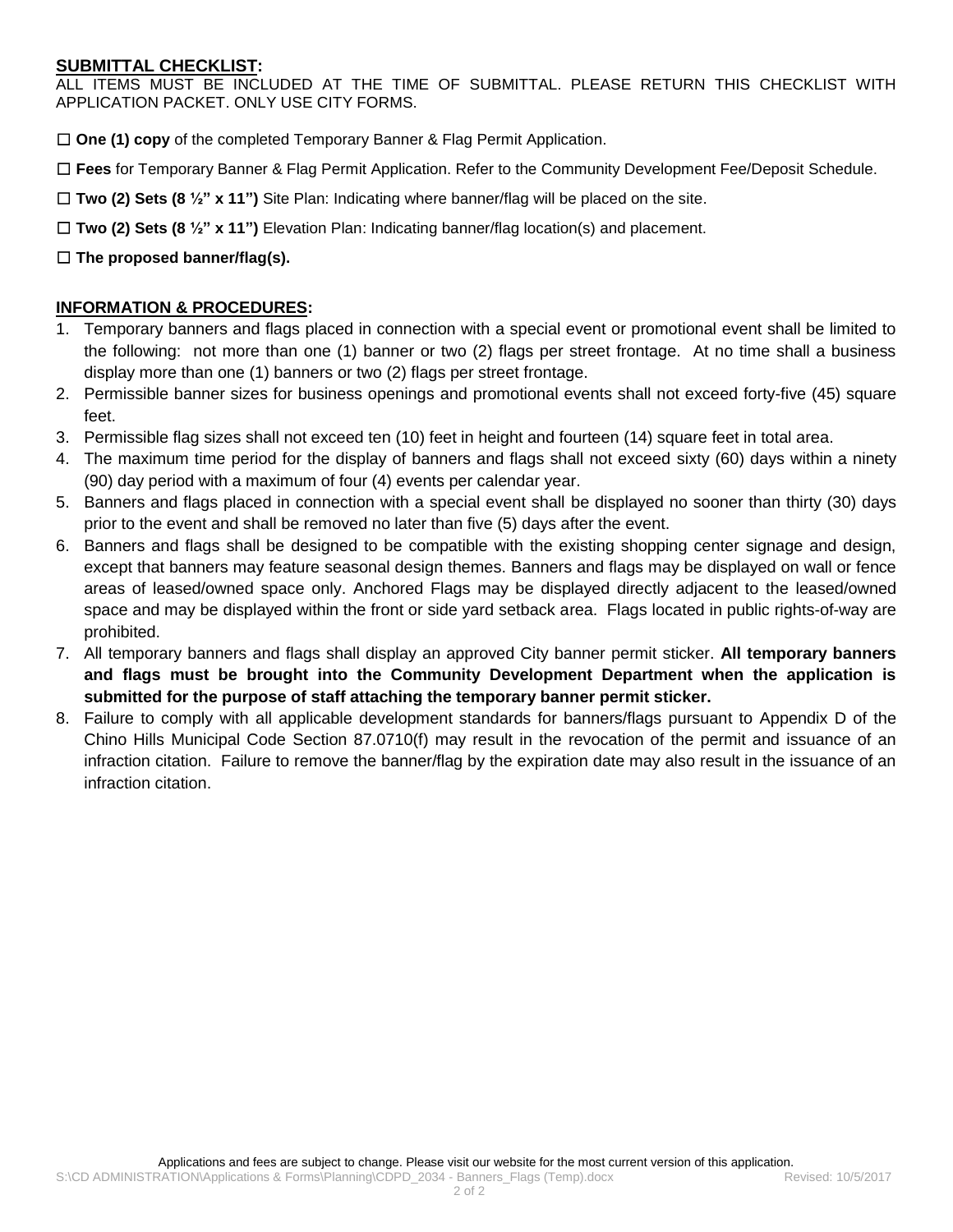**SUBMITTAL CHECKLIST:**

ALL ITEMS MUST BE INCLUDED AT THE TIME OF SUBMITTAL. PLEASE RETURN THIS CHECKLIST WITH APPLICATION PACKET. ONLY USE CITY FORMS.

☐ **One (1) copy** of the completed Temporary Banner & Flag Permit Application.

☐ **Fees** for Temporary Banner & Flag Permit Application. Refer to the Community Development Fee/Deposit Schedule.

☐ **Two (2) Sets (8 ½" x 11")** Site Plan: Indicating where banner/flag will be placed on the site.

☐ **Two (2) Sets (8 ½" x 11")** Elevation Plan: Indicating banner/flag location(s) and placement.

☐ **The proposed banner/flag(s).**

**INFORMATION & PROCEDURES:**

1. Temporary banners and flags placed in connection with a special event or promotional event shall be limited to the following: not more than one (1) banner or two (2) flags per street frontage. At no time shall a business display more than one (1) banners or two (2) flags per street frontage.
2. Permissible banner sizes for business openings and promotional events shall not exceed forty-five (45) square feet.
3. Permissible flag sizes shall not exceed ten (10) feet in height and fourteen (14) square feet in total area.
4. The maximum time period for the display of banners and flags shall not exceed sixty (60) days within a ninety (90) day period with a maximum of four (4) events per calendar year.
5. Banners and flags placed in connection with a special event shall be displayed no sooner than thirty (30) days prior to the event and shall be removed no later than five (5) days after the event.
6. Banners and flags shall be designed to be compatible with the existing shopping center signage and design, except that banners may feature seasonal design themes. Banners and flags may be displayed on wall or fence areas of leased/owned space only. Anchored Flags may be displayed directly adjacent to the leased/owned space and may be displayed within the front or side yard setback area. Flags located in public rights-of-way are prohibited.
7. All temporary banners and flags shall display an approved City banner permit sticker. **All temporary banners and flags must be brought into the Community Development Department when the application is submitted for the purpose of staff attaching the temporary banner permit sticker.**
8. Failure to comply with all applicable development standards for banners/flags pursuant to Appendix D of the Chino Hills Municipal Code Section 87.0710(f) may result in the revocation of the permit and issuance of an infraction citation. Failure to remove the banner/flag by the expiration date may also result in the issuance of an infraction citation.

Applications and fees are subject to change. Please visit our website for the most current version of this application.

S:\CD ADMINISTRATION\Applications & Forms\Planning\CDPD_2034 - Banners_Flags (Temp).docx Revised: 10/5/2017